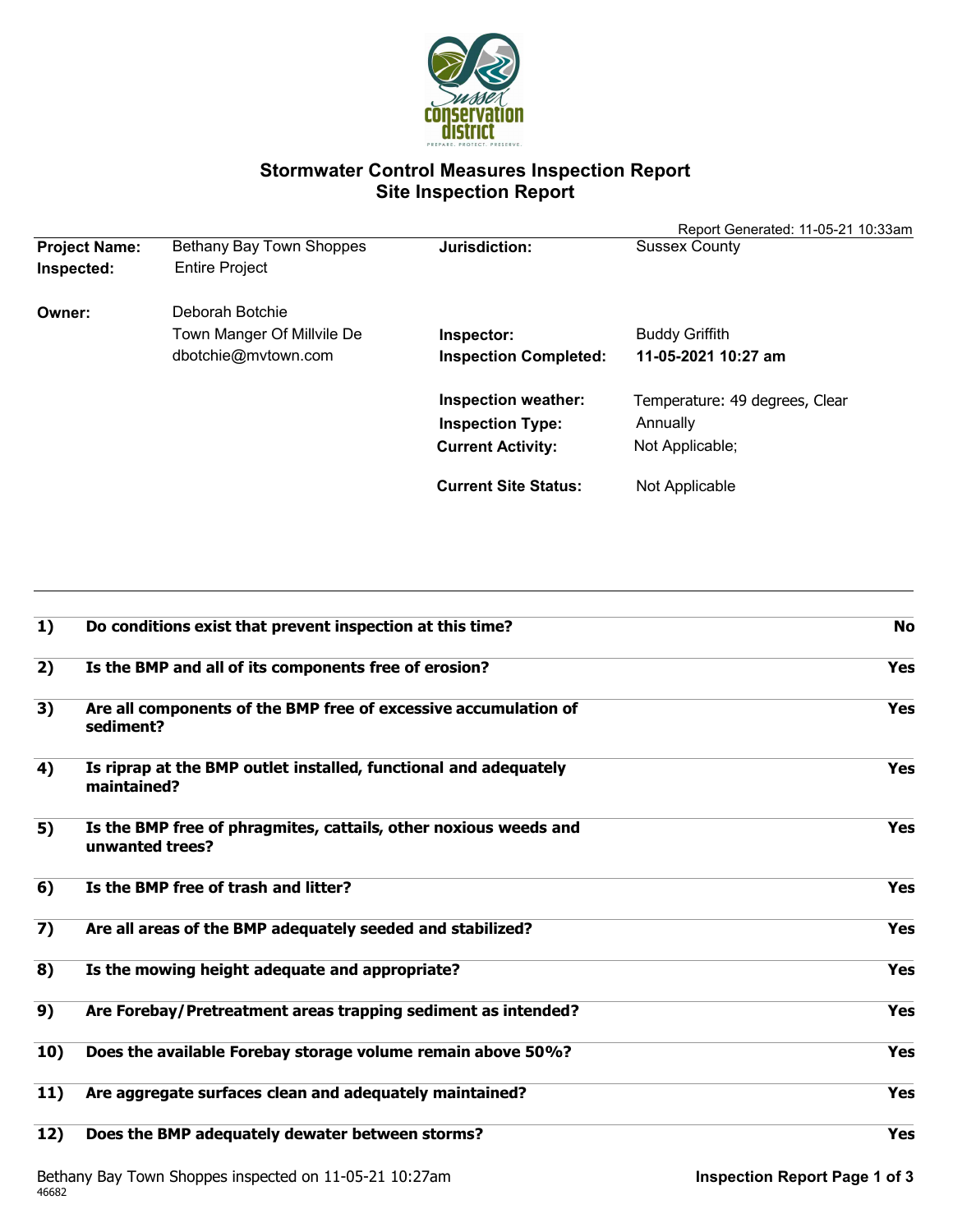# Stormwater Control Measures Inspection Report
## Site Inspection Report

Report Generated: 11-05-21 10:33am

| | | | |
|---|---|---|---|
| **Project Name:** | Bethany Bay Town Shoppes | **Jurisdiction:** | Sussex County |
| **Inspected:** | Entire Project | | |
| **Owner:** | Deborah Botchie<br>Town Manger Of Millvile De<br>dbotchie@mvtown.com | **Inspector:** | Buddy Griffith |
| | | **Inspection Completed:** | **11-05-2021 10:27 am** |
| | | **Inspection weather:** | Temperature: 49 degrees, Clear |
| | | **Inspection Type:** | Annually |
| | | **Current Activity:** | Not Applicable; |
| | | **Current Site Status:** | Not Applicable |

| | | |
|---|---|---|
| **1)** | **Do conditions exist that prevent inspection at this time?** | **No** |
| **2)** | **Is the BMP and all of its components free of erosion?** | **Yes** |
| **3)** | **Are all components of the BMP free of excessive accumulation of sediment?** | **Yes** |
| **4)** | **Is riprap at the BMP outlet installed, functional and adequately maintained?** | **Yes** |
| **5)** | **Is the BMP free of phragmites, cattails, other noxious weeds and unwanted trees?** | **Yes** |
| **6)** | **Is the BMP free of trash and litter?** | **Yes** |
| **7)** | **Are all areas of the BMP adequately seeded and stabilized?** | **Yes** |
| **8)** | **Is the mowing height adequate and appropriate?** | **Yes** |
| **9)** | **Are Forebay/Pretreatment areas trapping sediment as intended?** | **Yes** |
| **10)** | **Does the available Forebay storage volume remain above 50%?** | **Yes** |
| **11)** | **Are aggregate surfaces clean and adequately maintained?** | **Yes** |
| **12)** | **Does the BMP adequately dewater between storms?** | **Yes** |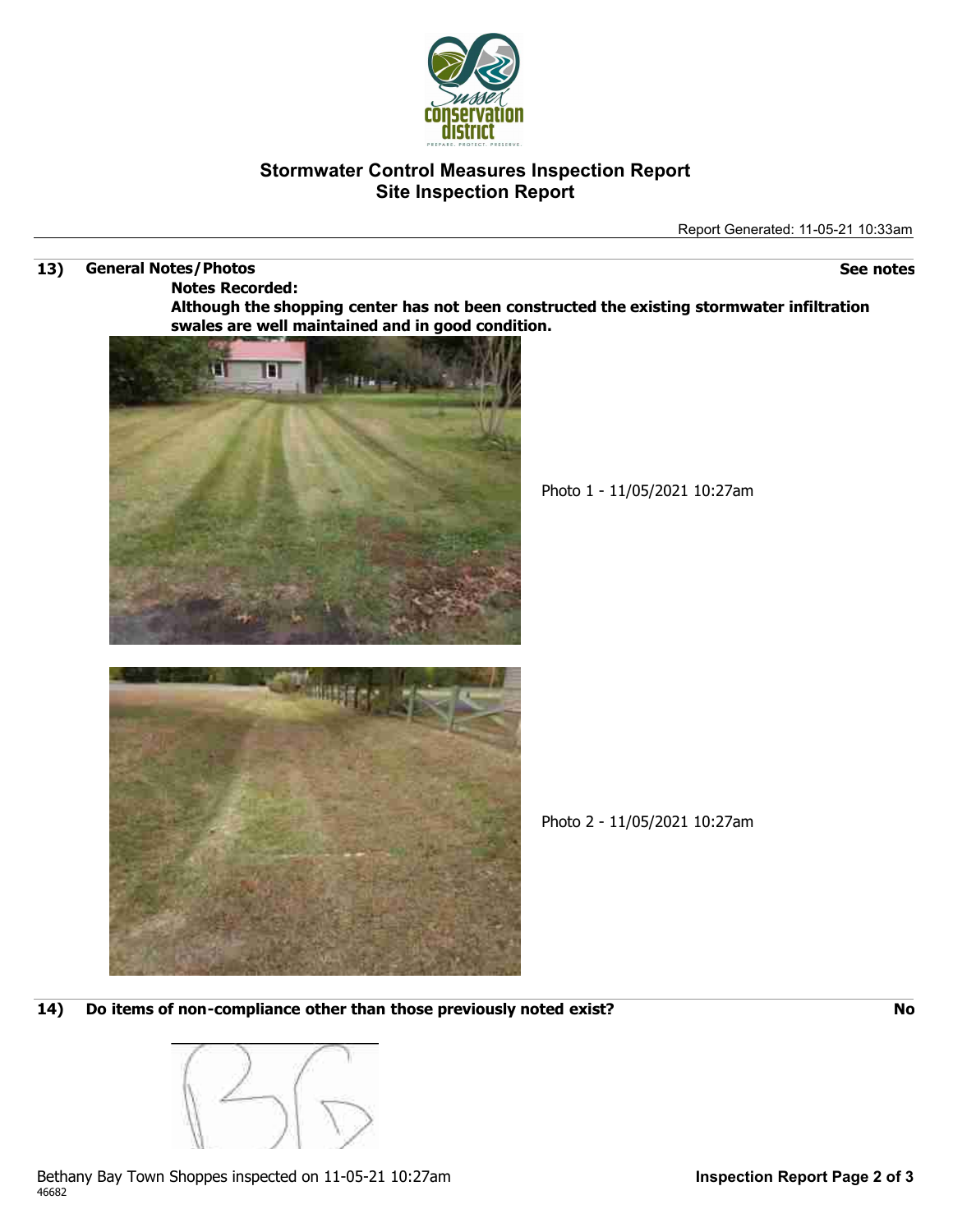# Stormwater Control Measures Inspection Report
## Site Inspection Report

Report Generated: 11-05-21 10:33am

**13) General Notes/Photos** — **See notes**

**Notes Recorded:**
**Although the shopping center has not been constructed the existing stormwater infiltration swales are well maintained and in good condition.**

Photo 1 - 11/05/2021 10:27am

Photo 2 - 11/05/2021 10:27am

**14) Do items of non-compliance other than those previously noted exist?** — **No**

Bethany Bay Town Shoppes inspected on 11-05-21 10:27am
46682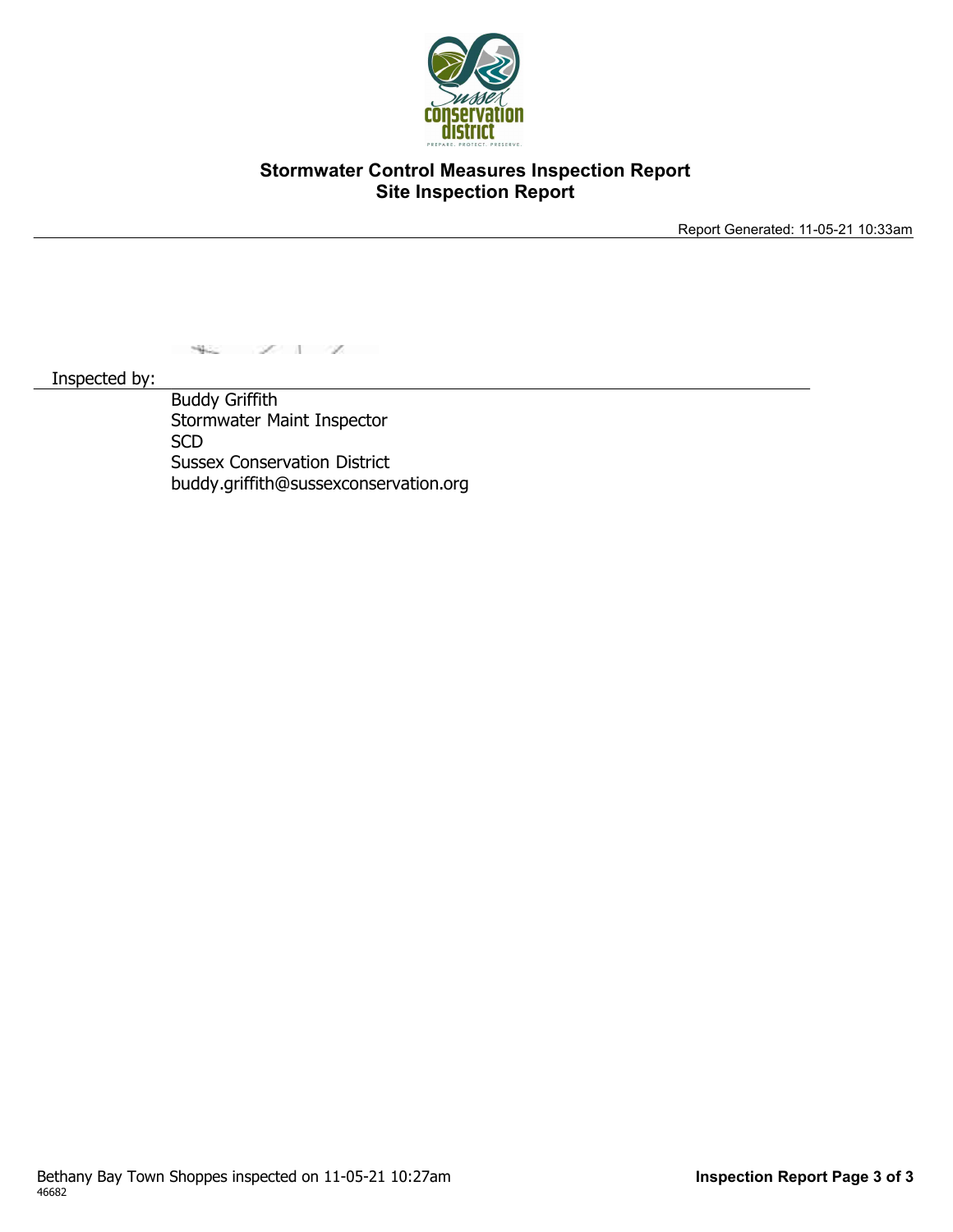## Stormwater Control Measures Inspection Report
## Site Inspection Report

Report Generated: 11-05-21 10:33am

Inspected by:

Buddy Griffith
Stormwater Maint Inspector
SCD
Sussex Conservation District
buddy.griffith@sussexconservation.org

Bethany Bay Town Shoppes inspected on 11-05-21 10:27am
46682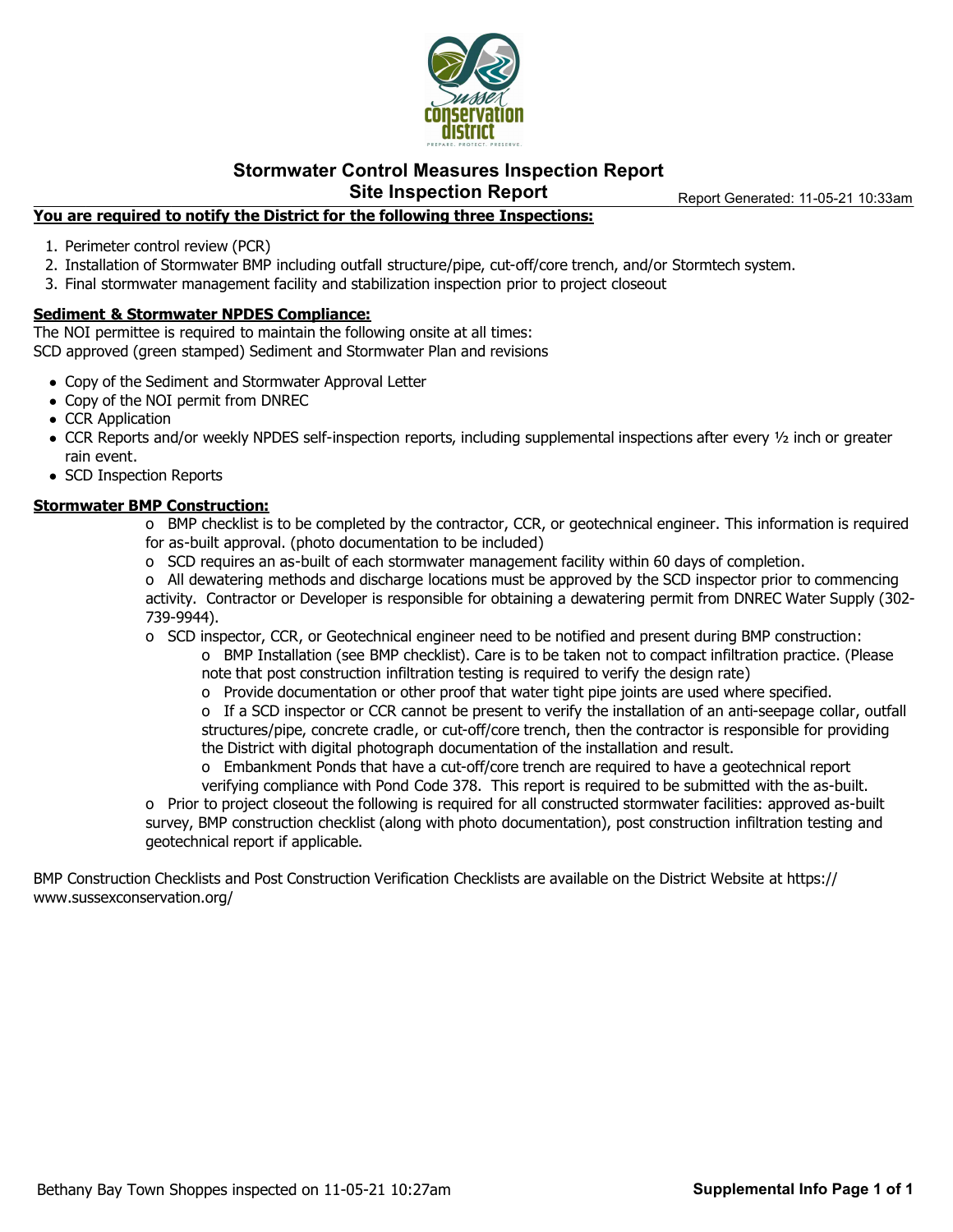# Stormwater Control Measures Inspection Report
## Site Inspection Report

Report Generated: 11-05-21 10:33am

**You are required to notify the District for the following three Inspections:**

1. Perimeter control review (PCR)
2. Installation of Stormwater BMP including outfall structure/pipe, cut-off/core trench, and/or Stormtech system.
3. Final stormwater management facility and stabilization inspection prior to project closeout

**Sediment & Stormwater NPDES Compliance:**

The NOI permittee is required to maintain the following onsite at all times:
SCD approved (green stamped) Sediment and Stormwater Plan and revisions

- Copy of the Sediment and Stormwater Approval Letter
- Copy of the NOI permit from DNREC
- CCR Application
- CCR Reports and/or weekly NPDES self-inspection reports, including supplemental inspections after every ½ inch or greater rain event.
- SCD Inspection Reports

**Stormwater BMP Construction:**

- BMP checklist is to be completed by the contractor, CCR, or geotechnical engineer. This information is required for as-built approval. (photo documentation to be included)
- SCD requires an as-built of each stormwater management facility within 60 days of completion.
- All dewatering methods and discharge locations must be approved by the SCD inspector prior to commencing activity. Contractor or Developer is responsible for obtaining a dewatering permit from DNREC Water Supply (302-739-9944).
- SCD inspector, CCR, or Geotechnical engineer need to be notified and present during BMP construction:
  - BMP Installation (see BMP checklist). Care is to be taken not to compact infiltration practice. (Please note that post construction infiltration testing is required to verify the design rate)
  - Provide documentation or other proof that water tight pipe joints are used where specified.
  - If a SCD inspector or CCR cannot be present to verify the installation of an anti-seepage collar, outfall structures/pipe, concrete cradle, or cut-off/core trench, then the contractor is responsible for providing the District with digital photograph documentation of the installation and result.
  - Embankment Ponds that have a cut-off/core trench are required to have a geotechnical report verifying compliance with Pond Code 378. This report is required to be submitted with the as-built.
- Prior to project closeout the following is required for all constructed stormwater facilities: approved as-built survey, BMP construction checklist (along with photo documentation), post construction infiltration testing and geotechnical report if applicable.

BMP Construction Checklists and Post Construction Verification Checklists are available on the District Website at https://www.sussexconservation.org/

Bethany Bay Town Shoppes inspected on 11-05-21 10:27am

**Supplemental Info**